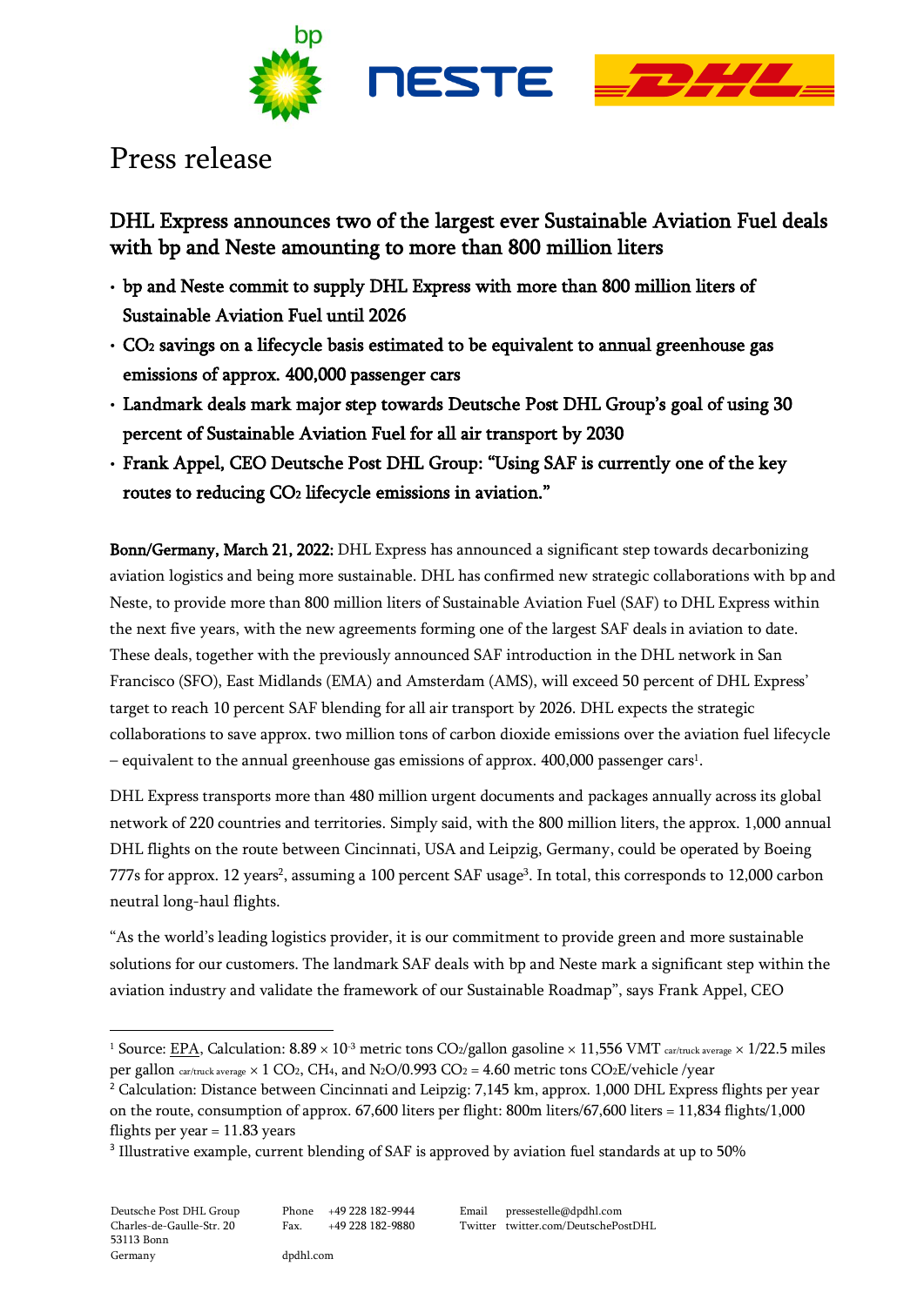# Press release

## DHL Express announces two of the largest ever Sustainable Aviation Fuel deals with bp and Neste amounting to more than 800 million liters

- **bp and Neste commit to supply DHL Express with more than 800 million liters of Sustainable Aviation Fuel until 2026**
- **$CO_2$ savings on a lifecycle basis estimated to be equivalent to annual greenhouse gas emissions of approx. 400,000 passenger cars**
- **Landmark deals mark major step towards Deutsche Post DHL Group's goal of using 30 percent of Sustainable Aviation Fuel for all air transport by 2030**
- **Frank Appel, CEO Deutsche Post DHL Group: "Using SAF is currently one of the key routes to reducing $CO_2$ lifecycle emissions in aviation."**

**Bonn/Germany, March 21, 2022:** DHL Express has announced a significant step towards decarbonizing aviation logistics and being more sustainable. DHL has confirmed new strategic collaborations with bp and Neste, to provide more than 800 million liters of Sustainable Aviation Fuel (SAF) to DHL Express within the next five years, with the new agreements forming one of the largest SAF deals in aviation to date. These deals, together with the previously announced SAF introduction in the DHL network in San Francisco (SFO), East Midlands (EMA) and Amsterdam (AMS), will exceed 50 percent of DHL Express' target to reach 10 percent SAF blending for all air transport by 2026. DHL expects the strategic collaborations to save approx. two million tons of carbon dioxide emissions over the aviation fuel lifecycle – equivalent to the annual greenhouse gas emissions of approx. 400,000 passenger cars[1].

DHL Express transports more than 480 million urgent documents and packages annually across its global network of 220 countries and territories. Simply said, with the 800 million liters, the approx. 1,000 annual DHL flights on the route between Cincinnati, USA and Leipzig, Germany, could be operated by Boeing 777s for approx. 12 years[2], assuming a 100 percent SAF usage[3]. In total, this corresponds to 12,000 carbon neutral long-haul flights.

"As the world's leading logistics provider, it is our commitment to provide green and more sustainable solutions for our customers. The landmark SAF deals with bp and Neste mark a significant step within the aviation industry and validate the framework of our Sustainable Roadmap", says Frank Appel, CEO

---

[1] Source: EPA, Calculation: $8.89 \times 10^{-3}$ metric tons $CO_2$/gallon gasoline × 11,556 VMT $_{\text{car/truck average}}$ × 1/22.5 miles per gallon $_{\text{car/truck average}}$ × 1 $CO_2$, $CH_4$, and $N_2O$/0.993 $CO_2$ = 4.60 metric tons $CO_2E$/vehicle /year

[2] Calculation: Distance between Cincinnati and Leipzig: 7,145 km, approx. 1,000 DHL Express flights per year on the route, consumption of approx. 67,600 liters per flight: 800m liters/67,600 liters = 11,834 flights/1,000 flights per year = 11.83 years

[3] Illustrative example, current blending of SAF is approved by aviation fuel standards at up to 50%

Deutsche Post DHL Group
Charles-de-Gaulle-Str. 20
53113 Bonn
Germany

Phone +49 228 182-9944
Fax. +49 228 182-9880

dpdhl.com

Email pressestelle@dpdhl.com
Twitter twitter.com/DeutschePostDHL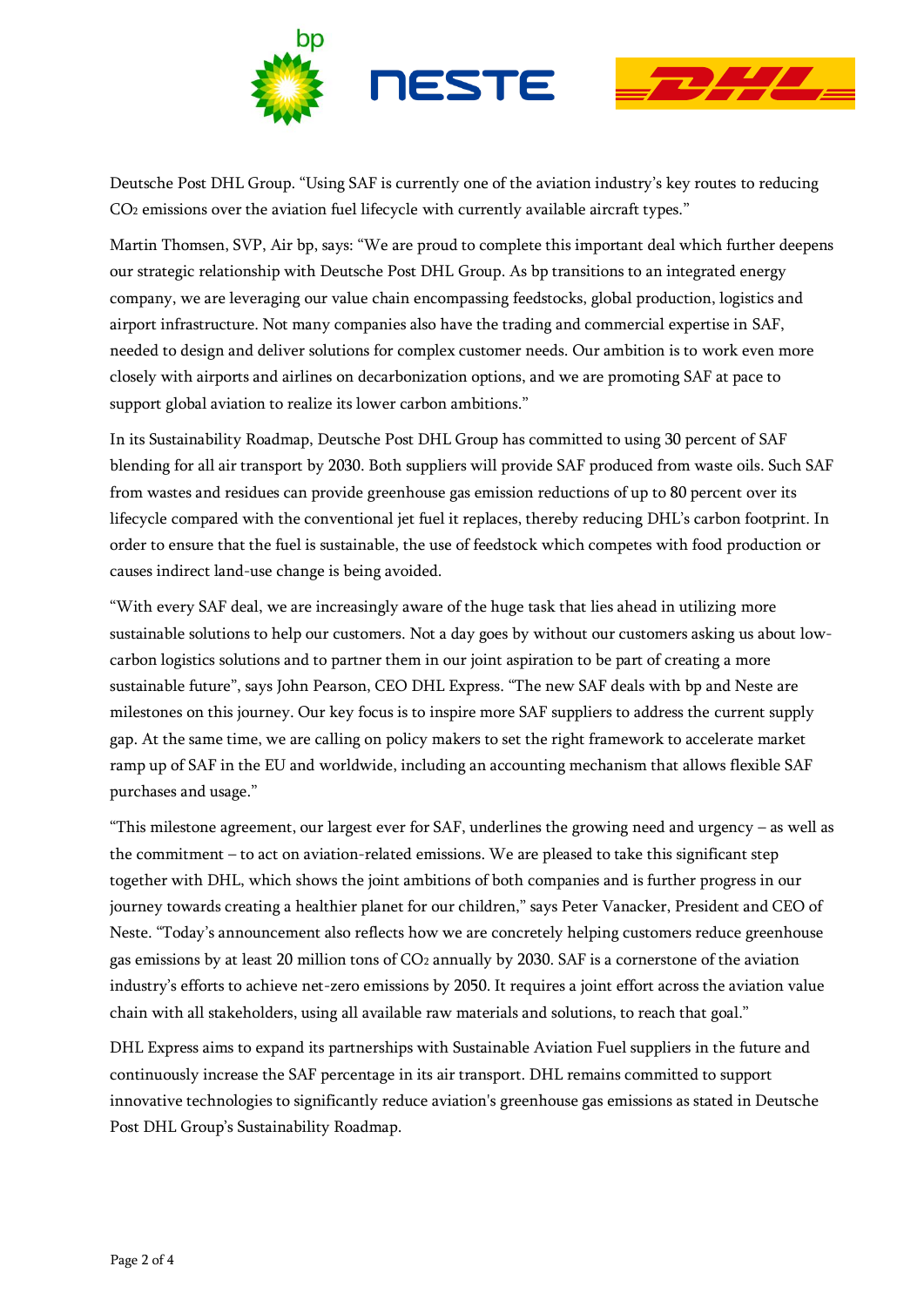Deutsche Post DHL Group. “Using SAF is currently one of the aviation industry’s key routes to reducing $CO_2$ emissions over the aviation fuel lifecycle with currently available aircraft types.”

Martin Thomsen, SVP, Air bp, says: “We are proud to complete this important deal which further deepens our strategic relationship with Deutsche Post DHL Group. As bp transitions to an integrated energy company, we are leveraging our value chain encompassing feedstocks, global production, logistics and airport infrastructure. Not many companies also have the trading and commercial expertise in SAF, needed to design and deliver solutions for complex customer needs. Our ambition is to work even more closely with airports and airlines on decarbonization options, and we are promoting SAF at pace to support global aviation to realize its lower carbon ambitions.”

In its Sustainability Roadmap, Deutsche Post DHL Group has committed to using 30 percent of SAF blending for all air transport by 2030. Both suppliers will provide SAF produced from waste oils. Such SAF from wastes and residues can provide greenhouse gas emission reductions of up to 80 percent over its lifecycle compared with the conventional jet fuel it replaces, thereby reducing DHL’s carbon footprint. In order to ensure that the fuel is sustainable, the use of feedstock which competes with food production or causes indirect land-use change is being avoided.

“With every SAF deal, we are increasingly aware of the huge task that lies ahead in utilizing more sustainable solutions to help our customers. Not a day goes by without our customers asking us about low-carbon logistics solutions and to partner them in our joint aspiration to be part of creating a more sustainable future”, says John Pearson, CEO DHL Express. “The new SAF deals with bp and Neste are milestones on this journey. Our key focus is to inspire more SAF suppliers to address the current supply gap. At the same time, we are calling on policy makers to set the right framework to accelerate market ramp up of SAF in the EU and worldwide, including an accounting mechanism that allows flexible SAF purchases and usage.”

“This milestone agreement, our largest ever for SAF, underlines the growing need and urgency – as well as the commitment – to act on aviation-related emissions. We are pleased to take this significant step together with DHL, which shows the joint ambitions of both companies and is further progress in our journey towards creating a healthier planet for our children,” says Peter Vanacker, President and CEO of Neste. “Today’s announcement also reflects how we are concretely helping customers reduce greenhouse gas emissions by at least 20 million tons of $CO_2$ annually by 2030. SAF is a cornerstone of the aviation industry’s efforts to achieve net-zero emissions by 2050. It requires a joint effort across the aviation value chain with all stakeholders, using all available raw materials and solutions, to reach that goal.”

DHL Express aims to expand its partnerships with Sustainable Aviation Fuel suppliers in the future and continuously increase the SAF percentage in its air transport. DHL remains committed to support innovative technologies to significantly reduce aviation's greenhouse gas emissions as stated in Deutsche Post DHL Group’s Sustainability Roadmap.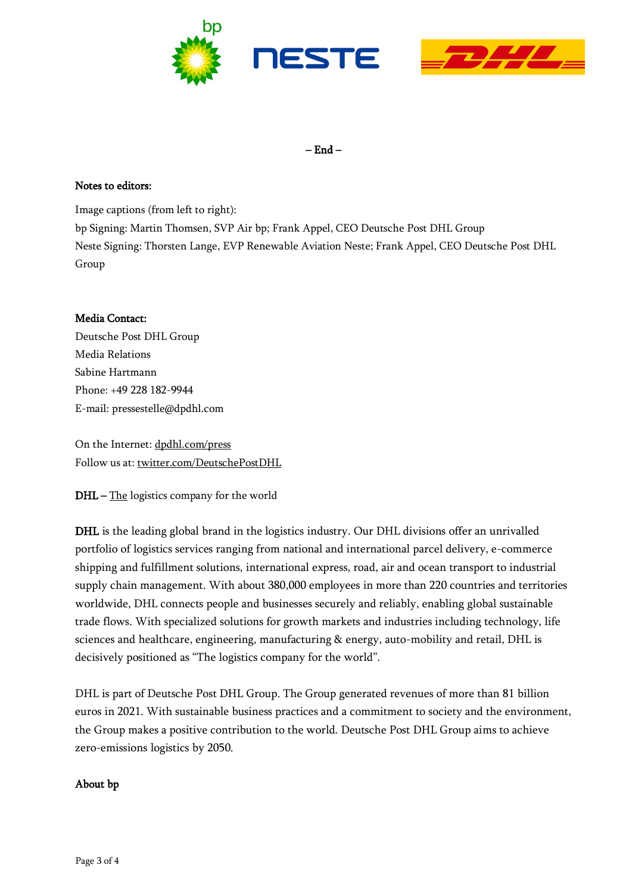– End –

**Notes to editors:**

Image captions (from left to right):
bp Signing: Martin Thomsen, SVP Air bp; Frank Appel, CEO Deutsche Post DHL Group
Neste Signing: Thorsten Lange, EVP Renewable Aviation Neste; Frank Appel, CEO Deutsche Post DHL Group

**Media Contact:**
Deutsche Post DHL Group
Media Relations
Sabine Hartmann
Phone: +49 228 182-9944
E-mail: pressestelle@dpdhl.com

On the Internet: dpdhl.com/press
Follow us at: twitter.com/DeutschePostDHL

**DHL –** The logistics company for the world

**DHL** is the leading global brand in the logistics industry. Our DHL divisions offer an unrivalled portfolio of logistics services ranging from national and international parcel delivery, e-commerce shipping and fulfillment solutions, international express, road, air and ocean transport to industrial supply chain management. With about 380,000 employees in more than 220 countries and territories worldwide, DHL connects people and businesses securely and reliably, enabling global sustainable trade flows. With specialized solutions for growth markets and industries including technology, life sciences and healthcare, engineering, manufacturing & energy, auto-mobility and retail, DHL is decisively positioned as "The logistics company for the world".

DHL is part of Deutsche Post DHL Group. The Group generated revenues of more than 81 billion euros in 2021. With sustainable business practices and a commitment to society and the environment, the Group makes a positive contribution to the world. Deutsche Post DHL Group aims to achieve zero-emissions logistics by 2050.

**About bp**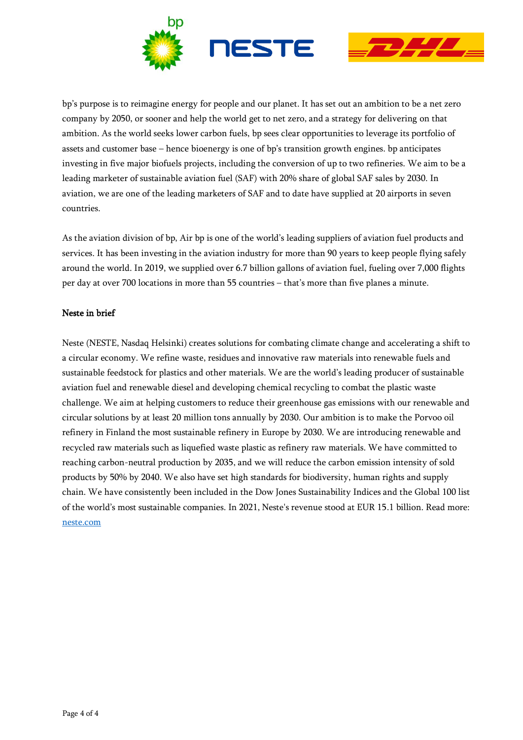bp's purpose is to reimagine energy for people and our planet. It has set out an ambition to be a net zero company by 2050, or sooner and help the world get to net zero, and a strategy for delivering on that ambition. As the world seeks lower carbon fuels, bp sees clear opportunities to leverage its portfolio of assets and customer base – hence bioenergy is one of bp's transition growth engines. bp anticipates investing in five major biofuels projects, including the conversion of up to two refineries. We aim to be a leading marketer of sustainable aviation fuel (SAF) with 20% share of global SAF sales by 2030. In aviation, we are one of the leading marketers of SAF and to date have supplied at 20 airports in seven countries.

As the aviation division of bp, Air bp is one of the world's leading suppliers of aviation fuel products and services. It has been investing in the aviation industry for more than 90 years to keep people flying safely around the world. In 2019, we supplied over 6.7 billion gallons of aviation fuel, fueling over 7,000 flights per day at over 700 locations in more than 55 countries – that's more than five planes a minute.

**Neste in brief**

Neste (NESTE, Nasdaq Helsinki) creates solutions for combating climate change and accelerating a shift to a circular economy. We refine waste, residues and innovative raw materials into renewable fuels and sustainable feedstock for plastics and other materials. We are the world's leading producer of sustainable aviation fuel and renewable diesel and developing chemical recycling to combat the plastic waste challenge. We aim at helping customers to reduce their greenhouse gas emissions with our renewable and circular solutions by at least 20 million tons annually by 2030. Our ambition is to make the Porvoo oil refinery in Finland the most sustainable refinery in Europe by 2030. We are introducing renewable and recycled raw materials such as liquefied waste plastic as refinery raw materials. We have committed to reaching carbon-neutral production by 2035, and we will reduce the carbon emission intensity of sold products by 50% by 2040. We also have set high standards for biodiversity, human rights and supply chain. We have consistently been included in the Dow Jones Sustainability Indices and the Global 100 list of the world's most sustainable companies. In 2021, Neste's revenue stood at EUR 15.1 billion. Read more: [neste.com](neste.com)